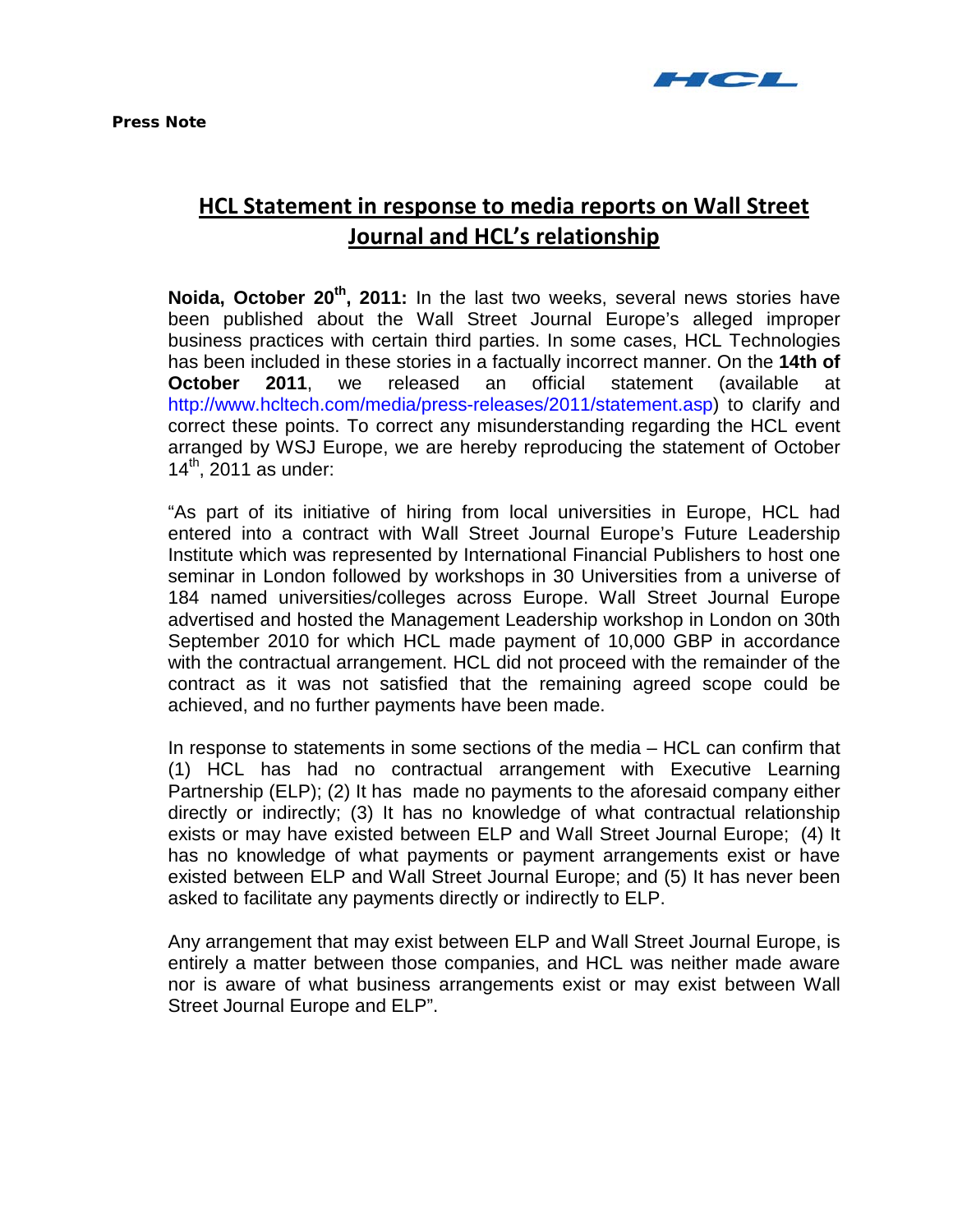HCL

**Press Note**

# HCL Statement in response to media reports on Wall Street Journal and HCL's relationship

**Noida, October 20th, 2011:** In the last two weeks, several news stories have been published about the Wall Street Journal Europe's alleged improper business practices with certain third parties. In some cases, HCL Technologies has been included in these stories in a factually incorrect manner. On the **14th of October 2011**, we released an official statement (available at http://www.hcltech.com/media/press-releases/2011/statement.asp) to clarify and correct these points. To correct any misunderstanding regarding the HCL event arranged by WSJ Europe, we are hereby reproducing the statement of October 14th, 2011 as under:

"As part of its initiative of hiring from local universities in Europe, HCL had entered into a contract with Wall Street Journal Europe's Future Leadership Institute which was represented by International Financial Publishers to host one seminar in London followed by workshops in 30 Universities from a universe of 184 named universities/colleges across Europe. Wall Street Journal Europe advertised and hosted the Management Leadership workshop in London on 30th September 2010 for which HCL made payment of 10,000 GBP in accordance with the contractual arrangement. HCL did not proceed with the remainder of the contract as it was not satisfied that the remaining agreed scope could be achieved, and no further payments have been made.

In response to statements in some sections of the media – HCL can confirm that (1) HCL has had no contractual arrangement with Executive Learning Partnership (ELP); (2) It has made no payments to the aforesaid company either directly or indirectly; (3) It has no knowledge of what contractual relationship exists or may have existed between ELP and Wall Street Journal Europe; (4) It has no knowledge of what payments or payment arrangements exist or have existed between ELP and Wall Street Journal Europe; and (5) It has never been asked to facilitate any payments directly or indirectly to ELP.

Any arrangement that may exist between ELP and Wall Street Journal Europe, is entirely a matter between those companies, and HCL was neither made aware nor is aware of what business arrangements exist or may exist between Wall Street Journal Europe and ELP".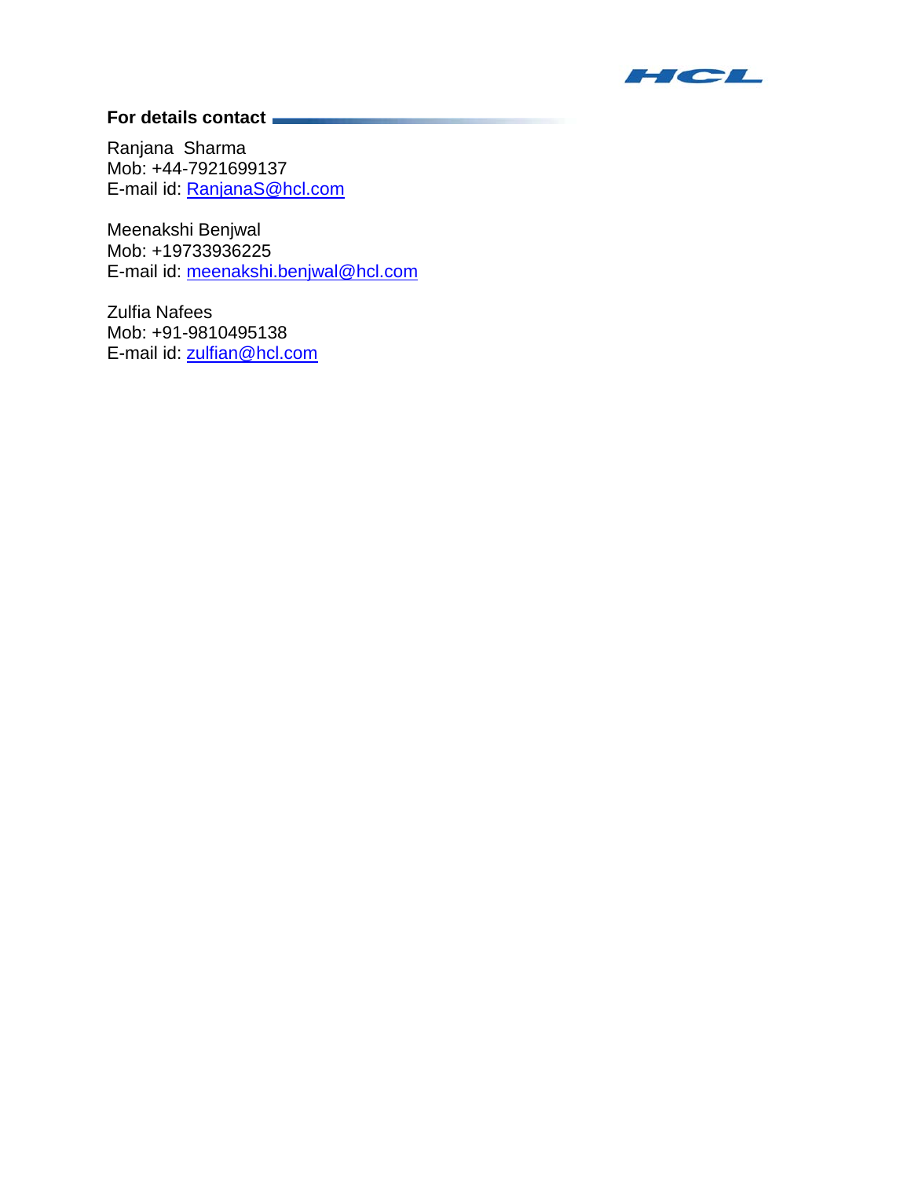**For details contact**

Ranjana Sharma
Mob: +44-7921699137
E-mail id: RanjanaS@hcl.com

Meenakshi Benjwal
Mob: +19733936225
E-mail id: meenakshi.benjwal@hcl.com

Zulfia Nafees
Mob: +91-9810495138
E-mail id: zulfian@hcl.com